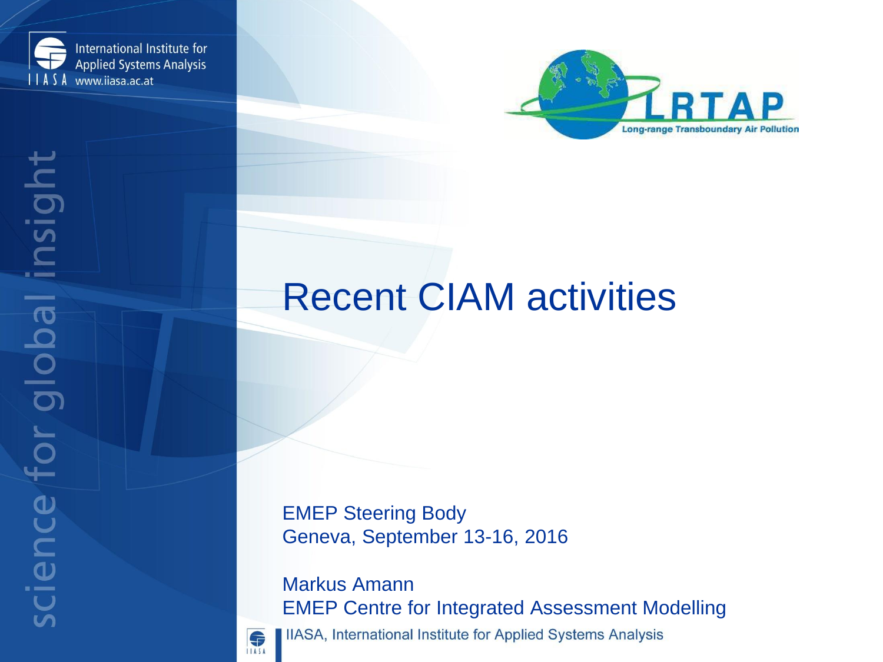International Institute for Applied Systems Analysis
www.iiasa.ac.at

LRTAP
Long-range Transboundary Air Pollution

# Recent CIAM activities

EMEP Steering Body
Geneva, September 13-16, 2016

Markus Amann
EMEP Centre for Integrated Assessment Modelling

IIASA, International Institute for Applied Systems Analysis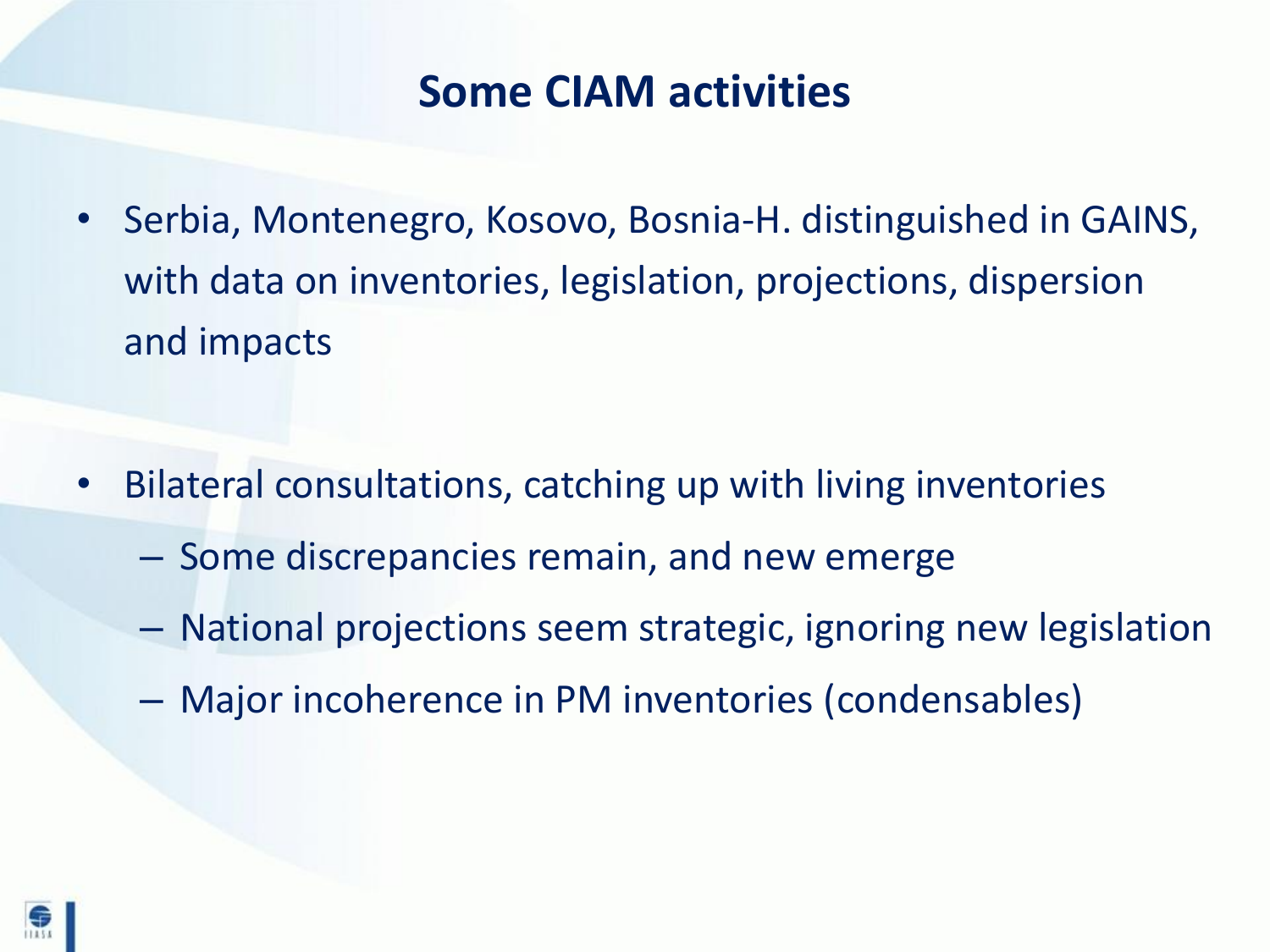# Some CIAM activities

- Serbia, Montenegro, Kosovo, Bosnia-H. distinguished in GAINS, with data on inventories, legislation, projections, dispersion and impacts

- Bilateral consultations, catching up with living inventories
  - Some discrepancies remain, and new emerge
  - National projections seem strategic, ignoring new legislation
  - Major incoherence in PM inventories (condensables)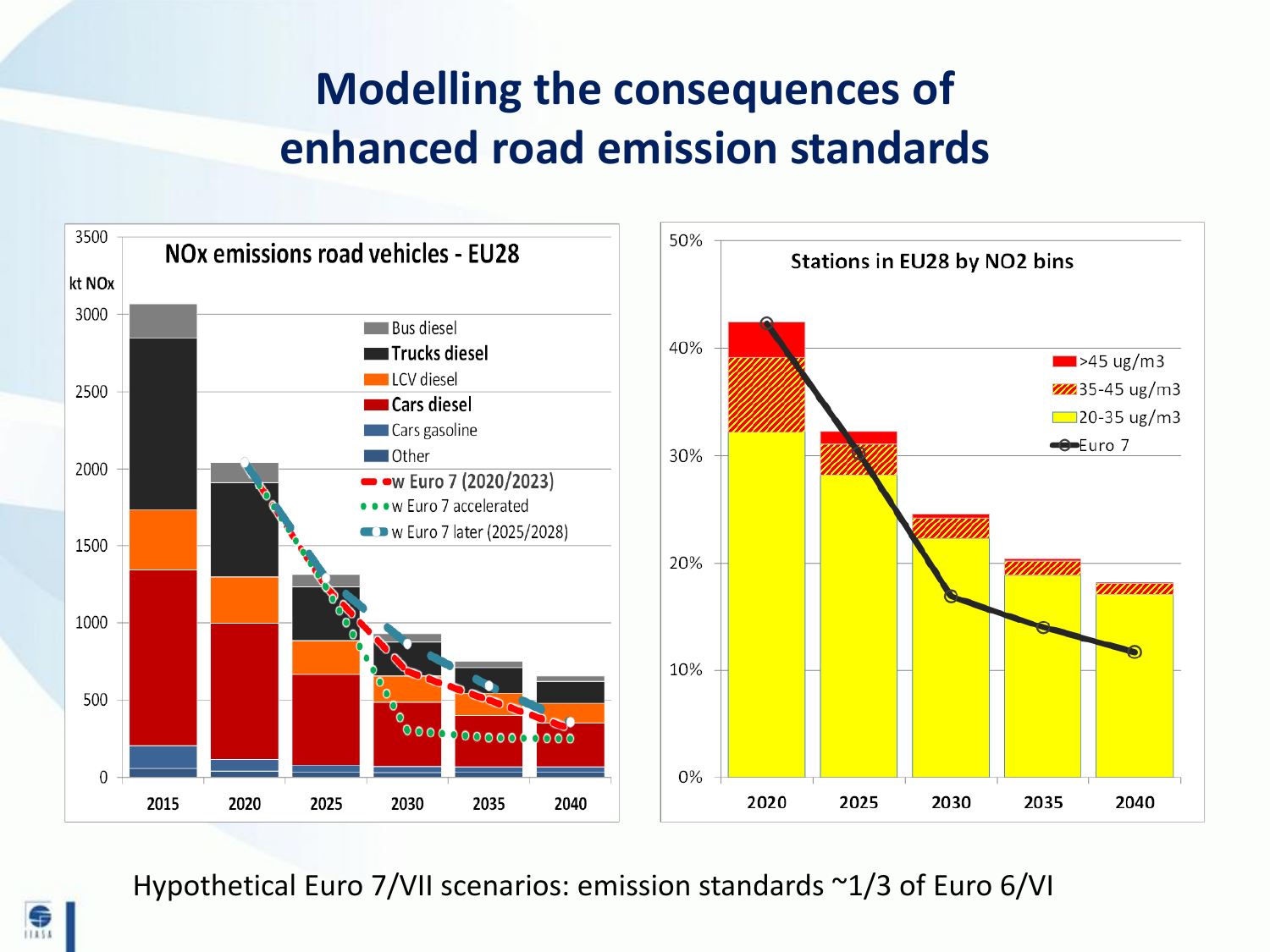# Modelling the consequences of enhanced road emission standards

**NOx emissions road vehicles - EU28**

kt NOx

Legend: Bus diesel, Trucks diesel, LCV diesel, Cars diesel, Cars gasoline, Other, w Euro 7 (2020/2023), w Euro 7 accelerated, w Euro 7 later (2025/2028)

**Stations in EU28 by NO2 bins**

Legend: >45 ug/m3, 35-45 ug/m3, 20-35 ug/m3, Euro 7

Hypothetical Euro 7/VII scenarios: emission standards ~1/3 of Euro 6/VI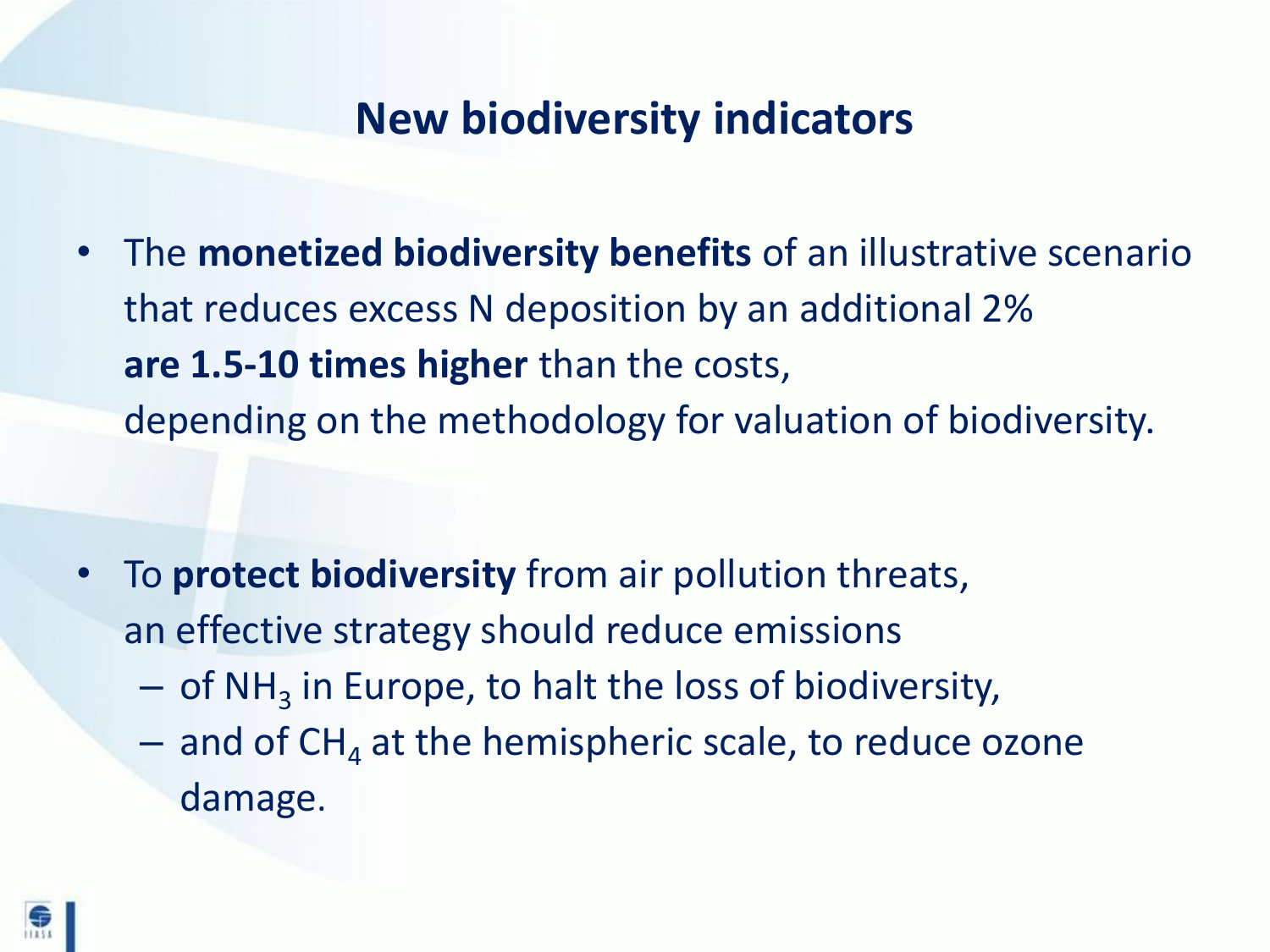# New biodiversity indicators

- The **monetized biodiversity benefits** of an illustrative scenario that reduces excess N deposition by an additional 2% **are 1.5-10 times higher** than the costs, depending on the methodology for valuation of biodiversity.

- To **protect biodiversity** from air pollution threats, an effective strategy should reduce emissions
  - of $NH_3$ in Europe, to halt the loss of biodiversity,
  - and of $CH_4$ at the hemispheric scale, to reduce ozone damage.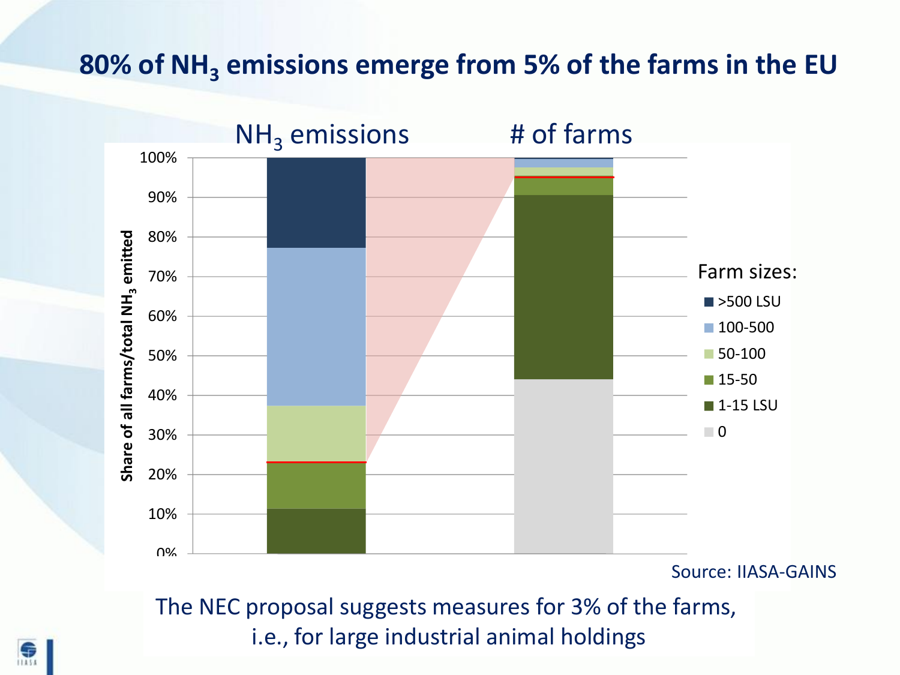# 80% of $NH_3$ emissions emerge from 5% of the farms in the EU

$NH_3$ emissions | # of farms

Share of all farms/total $NH_3$ emitted

100%
90%
80%
70%
60%
50%
40%
30%
20%
10%
0%

Farm sizes:

- >500 LSU
- 100-500
- 50-100
- 15-50
- 1-15 LSU
- 0

Source: IIASA-GAINS

The NEC proposal suggests measures for 3% of the farms, i.e., for large industrial animal holdings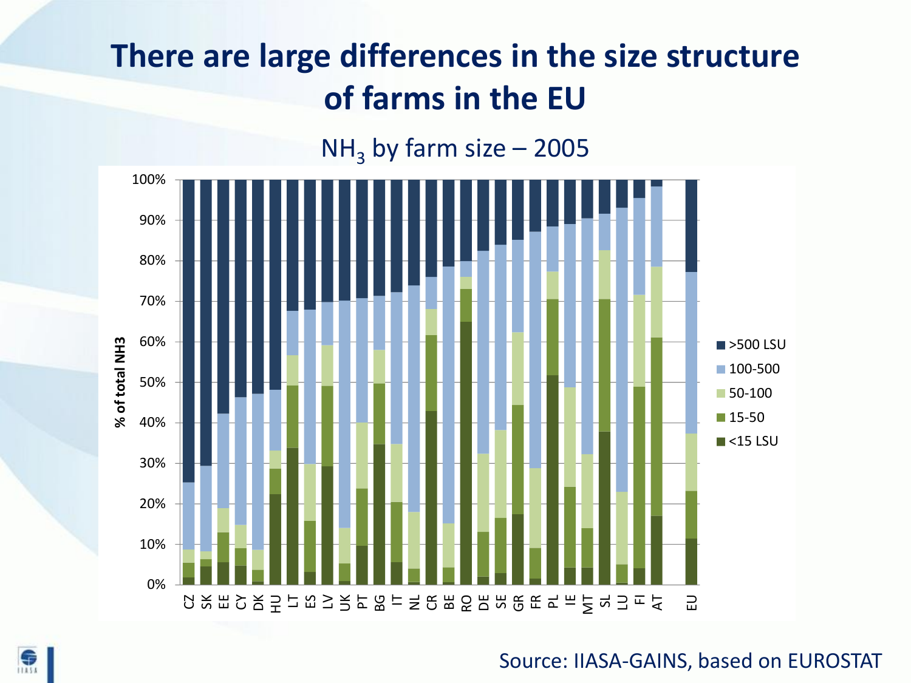# There are large differences in the size structure of farms in the EU

$NH_3$ by farm size – 2005

Source: IIASA-GAINS, based on EUROSTAT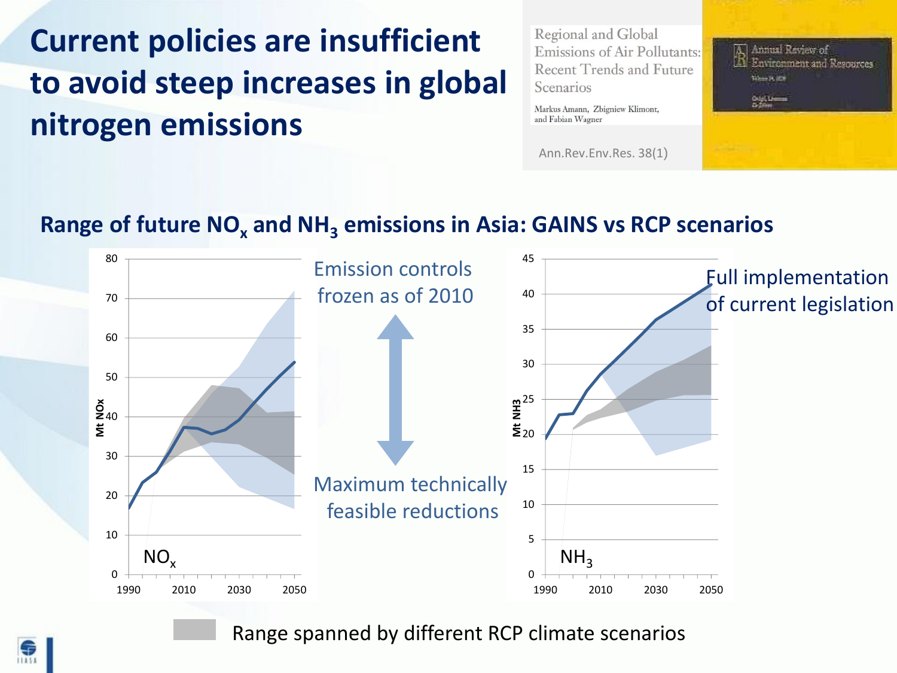# Current policies are insufficient to avoid steep increases in global nitrogen emissions

Regional and Global Emissions of Air Pollutants: Recent Trends and Future Scenarios

Markus Amann, Zbigniew Klimont, and Fabian Wagner

Ann.Rev.Env.Res. 38(1)

## Range of future $NO_x$ and $NH_3$ emissions in Asia: GAINS vs RCP scenarios

$NO_x$ (Mt NOx) — $NH_3$ (Mt NH3)

Emission controls frozen as of 2010

Full implementation of current legislation

Maximum technically feasible reductions

Range spanned by different RCP climate scenarios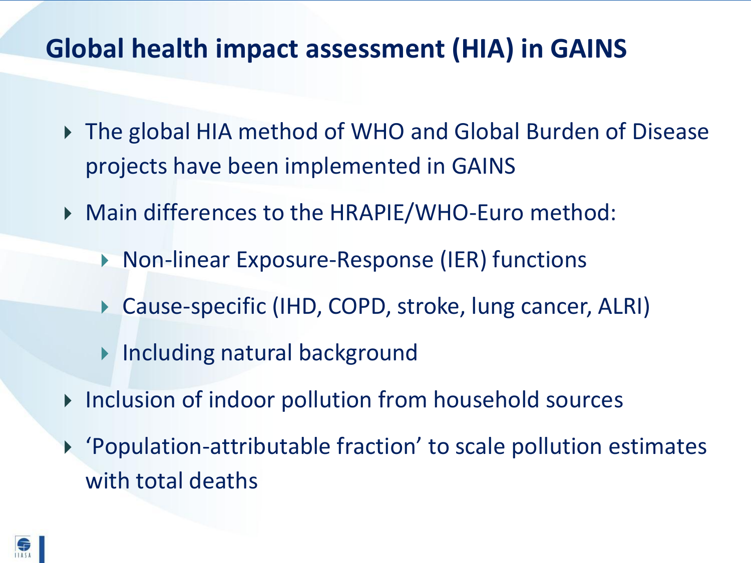# Global health impact assessment (HIA) in GAINS

- The global HIA method of WHO and Global Burden of Disease projects have been implemented in GAINS
- Main differences to the HRAPIE/WHO-Euro method:
  - Non-linear Exposure-Response (IER) functions
  - Cause-specific (IHD, COPD, stroke, lung cancer, ALRI)
  - Including natural background
- Inclusion of indoor pollution from household sources
- 'Population-attributable fraction' to scale pollution estimates with total deaths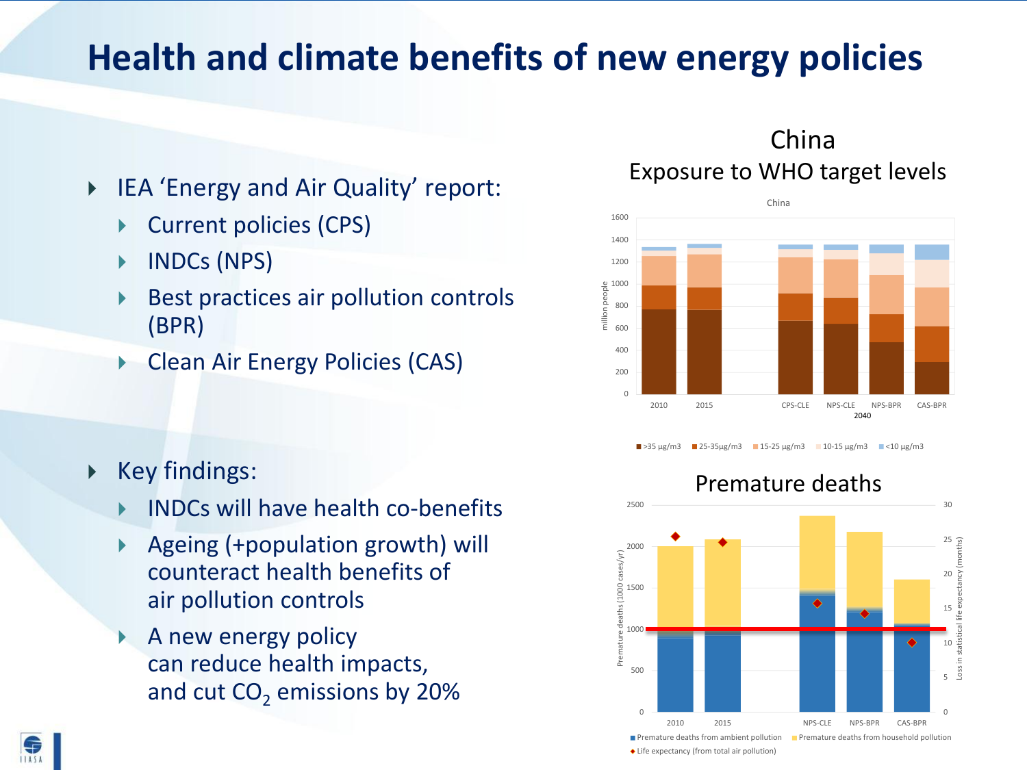# Health and climate benefits of new energy policies

- IEA 'Energy and Air Quality' report:
  - Current policies (CPS)
  - INDCs (NPS)
  - Best practices air pollution controls (BPR)
  - Clean Air Energy Policies (CAS)

- Key findings:
  - INDCs will have health co-benefits
  - Ageing (+population growth) will counteract health benefits of air pollution controls
  - A new energy policy can reduce health impacts, and cut $CO_2$ emissions by 20%

## China
### Exposure to WHO target levels

China

million people: 0, 200, 400, 600, 800, 1000, 1200, 1400, 1600

2010, 2015, CPS-CLE, NPS-CLE, NPS-BPR, CAS-BPR (2040)

■ >35 µg/m3 ■ 25-35µg/m3 ■ 15-25 µg/m3 ■ 10-15 µg/m3 ■ <10 µg/m3

### Premature deaths

Premature deaths (1000 cases/yr): 0, 500, 1000, 1500, 2000, 2500

Loss in statistical life expectancy (months): 0, 5, 10, 15, 20, 25, 30

2010, 2015, NPS-CLE, NPS-BPR, CAS-BPR

■ Premature deaths from ambient pollution ■ Premature deaths from household pollution
◆ Life expectancy (from total air pollution)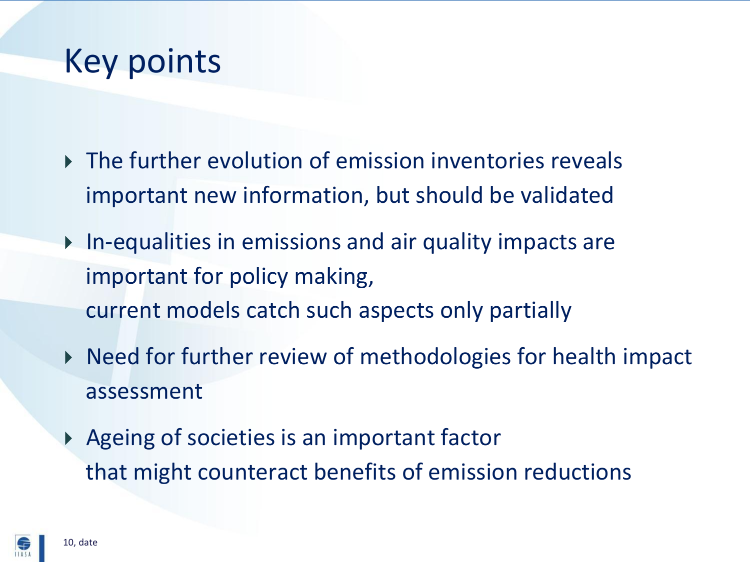# Key points

- The further evolution of emission inventories reveals important new information, but should be validated
- In-equalities in emissions and air quality impacts are important for policy making,
  current models catch such aspects only partially
- Need for further review of methodologies for health impact assessment
- Ageing of societies is an important factor
  that might counteract benefits of emission reductions